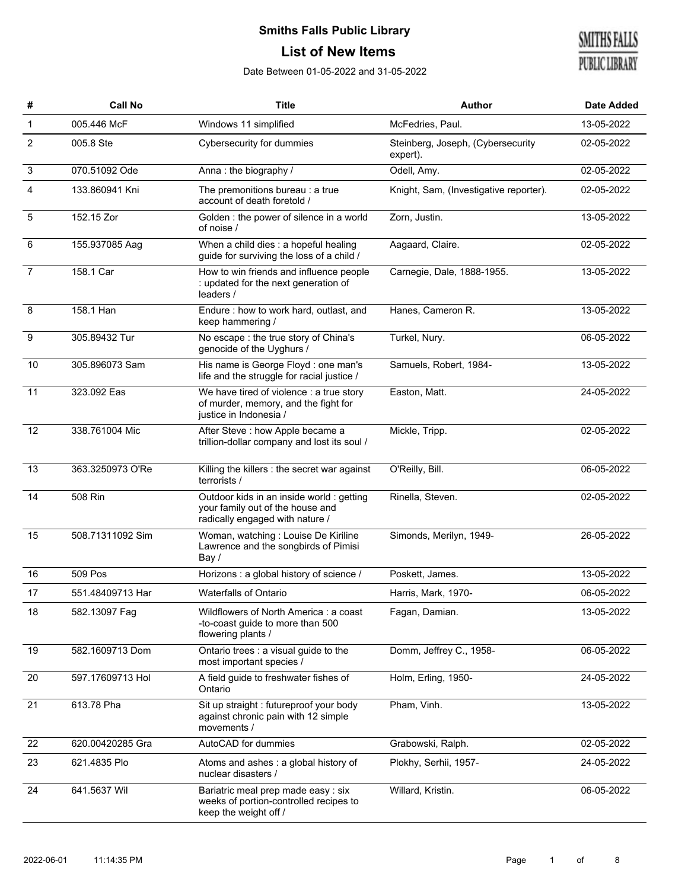# Smiths Falls Public Library

## List of New Items

Date Between 01-05-2022 and 31-05-2022

| # | Call No | Title | Author | Date Added |
|---|---|---|---|---|
| 1 | 005.446 McF | Windows 11 simplified | McFedries, Paul. | 13-05-2022 |
| 2 | 005.8 Ste | Cybersecurity for dummies | Steinberg, Joseph, (Cybersecurity expert). | 02-05-2022 |
| 3 | 070.51092 Ode | Anna : the biography / | Odell, Amy. | 02-05-2022 |
| 4 | 133.860941 Kni | The premonitions bureau : a true account of death foretold / | Knight, Sam, (Investigative reporter). | 02-05-2022 |
| 5 | 152.15 Zor | Golden : the power of silence in a world of noise / | Zorn, Justin. | 13-05-2022 |
| 6 | 155.937085 Aag | When a child dies : a hopeful healing guide for surviving the loss of a child / | Aagaard, Claire. | 02-05-2022 |
| 7 | 158.1 Car | How to win friends and influence people : updated for the next generation of leaders / | Carnegie, Dale, 1888-1955. | 13-05-2022 |
| 8 | 158.1 Han | Endure : how to work hard, outlast, and keep hammering / | Hanes, Cameron R. | 13-05-2022 |
| 9 | 305.89432 Tur | No escape : the true story of China's genocide of the Uyghurs / | Turkel, Nury. | 06-05-2022 |
| 10 | 305.896073 Sam | His name is George Floyd : one man's life and the struggle for racial justice / | Samuels, Robert, 1984- | 13-05-2022 |
| 11 | 323.092 Eas | We have tired of violence : a true story of murder, memory, and the fight for justice in Indonesia / | Easton, Matt. | 24-05-2022 |
| 12 | 338.761004 Mic | After Steve : how Apple became a trillion-dollar company and lost its soul / | Mickle, Tripp. | 02-05-2022 |
| 13 | 363.3250973 O'Re | Killing the killers : the secret war against terrorists / | O'Reilly, Bill. | 06-05-2022 |
| 14 | 508 Rin | Outdoor kids in an inside world : getting your family out of the house and radically engaged with nature / | Rinella, Steven. | 02-05-2022 |
| 15 | 508.71311092 Sim | Woman, watching : Louise De Kiriline Lawrence and the songbirds of Pimisi Bay / | Simonds, Merilyn, 1949- | 26-05-2022 |
| 16 | 509 Pos | Horizons : a global history of science / | Poskett, James. | 13-05-2022 |
| 17 | 551.48409713 Har | Waterfalls of Ontario | Harris, Mark, 1970- | 06-05-2022 |
| 18 | 582.13097 Fag | Wildflowers of North America : a coast -to-coast guide to more than 500 flowering plants / | Fagan, Damian. | 13-05-2022 |
| 19 | 582.1609713 Dom | Ontario trees : a visual guide to the most important species / | Domm, Jeffrey C., 1958- | 06-05-2022 |
| 20 | 597.17609713 Hol | A field guide to freshwater fishes of Ontario | Holm, Erling, 1950- | 24-05-2022 |
| 21 | 613.78 Pha | Sit up straight : futureproof your body against chronic pain with 12 simple movements / | Pham, Vinh. | 13-05-2022 |
| 22 | 620.00420285 Gra | AutoCAD for dummies | Grabowski, Ralph. | 02-05-2022 |
| 23 | 621.4835 Plo | Atoms and ashes : a global history of nuclear disasters / | Plokhy, Serhii, 1957- | 24-05-2022 |
| 24 | 641.5637 Wil | Bariatric meal prep made easy : six weeks of portion-controlled recipes to keep the weight off / | Willard, Kristin. | 06-05-2022 |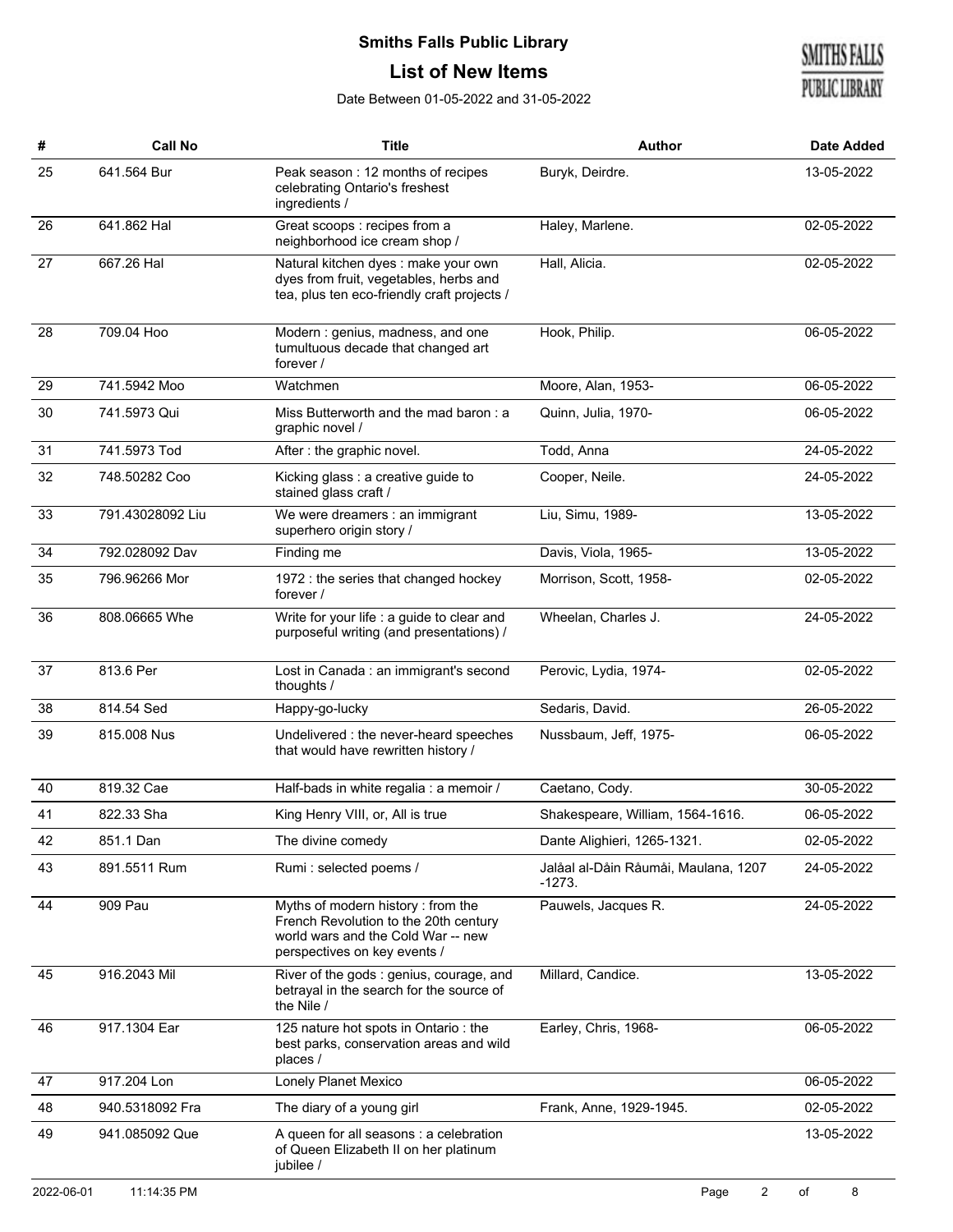**Smiths Falls Public Library**

**List of New Items**

Date Between 01-05-2022 and 31-05-2022

| # | Call No | Title | Author | Date Added |
|---|---|---|---|---|
| 25 | 641.564 Bur | Peak season : 12 months of recipes celebrating Ontario's freshest ingredients / | Buryk, Deirdre. | 13-05-2022 |
| 26 | 641.862 Hal | Great scoops : recipes from a neighborhood ice cream shop / | Haley, Marlene. | 02-05-2022 |
| 27 | 667.26 Hal | Natural kitchen dyes : make your own dyes from fruit, vegetables, herbs and tea, plus ten eco-friendly craft projects / | Hall, Alicia. | 02-05-2022 |
| 28 | 709.04 Hoo | Modern : genius, madness, and one tumultuous decade that changed art forever / | Hook, Philip. | 06-05-2022 |
| 29 | 741.5942 Moo | Watchmen | Moore, Alan, 1953- | 06-05-2022 |
| 30 | 741.5973 Qui | Miss Butterworth and the mad baron : a graphic novel / | Quinn, Julia, 1970- | 06-05-2022 |
| 31 | 741.5973 Tod | After : the graphic novel. | Todd, Anna | 24-05-2022 |
| 32 | 748.50282 Coo | Kicking glass : a creative guide to stained glass craft / | Cooper, Neile. | 24-05-2022 |
| 33 | 791.43028092 Liu | We were dreamers : an immigrant superhero origin story / | Liu, Simu, 1989- | 13-05-2022 |
| 34 | 792.028092 Dav | Finding me | Davis, Viola, 1965- | 13-05-2022 |
| 35 | 796.96266 Mor | 1972 : the series that changed hockey forever / | Morrison, Scott, 1958- | 02-05-2022 |
| 36 | 808.06665 Whe | Write for your life : a guide to clear and purposeful writing (and presentations) / | Wheelan, Charles J. | 24-05-2022 |
| 37 | 813.6 Per | Lost in Canada : an immigrant's second thoughts / | Perovic, Lydia, 1974- | 02-05-2022 |
| 38 | 814.54 Sed | Happy-go-lucky | Sedaris, David. | 26-05-2022 |
| 39 | 815.008 Nus | Undelivered : the never-heard speeches that would have rewritten history / | Nussbaum, Jeff, 1975- | 06-05-2022 |
| 40 | 819.32 Cae | Half-bads in white regalia : a memoir / | Caetano, Cody. | 30-05-2022 |
| 41 | 822.33 Sha | King Henry VIII, or, All is true | Shakespeare, William, 1564-1616. | 06-05-2022 |
| 42 | 851.1 Dan | The divine comedy | Dante Alighieri, 1265-1321. | 02-05-2022 |
| 43 | 891.5511 Rum | Rumi : selected poems / | Jalåal al-Dåin Råumåi, Maulana, 1207 -1273. | 24-05-2022 |
| 44 | 909 Pau | Myths of modern history : from the French Revolution to the 20th century world wars and the Cold War -- new perspectives on key events / | Pauwels, Jacques R. | 24-05-2022 |
| 45 | 916.2043 Mil | River of the gods : genius, courage, and betrayal in the search for the source of the Nile / | Millard, Candice. | 13-05-2022 |
| 46 | 917.1304 Ear | 125 nature hot spots in Ontario : the best parks, conservation areas and wild places / | Earley, Chris, 1968- | 06-05-2022 |
| 47 | 917.204 Lon | Lonely Planet Mexico | | 06-05-2022 |
| 48 | 940.5318092 Fra | The diary of a young girl | Frank, Anne, 1929-1945. | 02-05-2022 |
| 49 | 941.085092 Que | A queen for all seasons : a celebration of Queen Elizabeth II on her platinum jubilee / | | 13-05-2022 |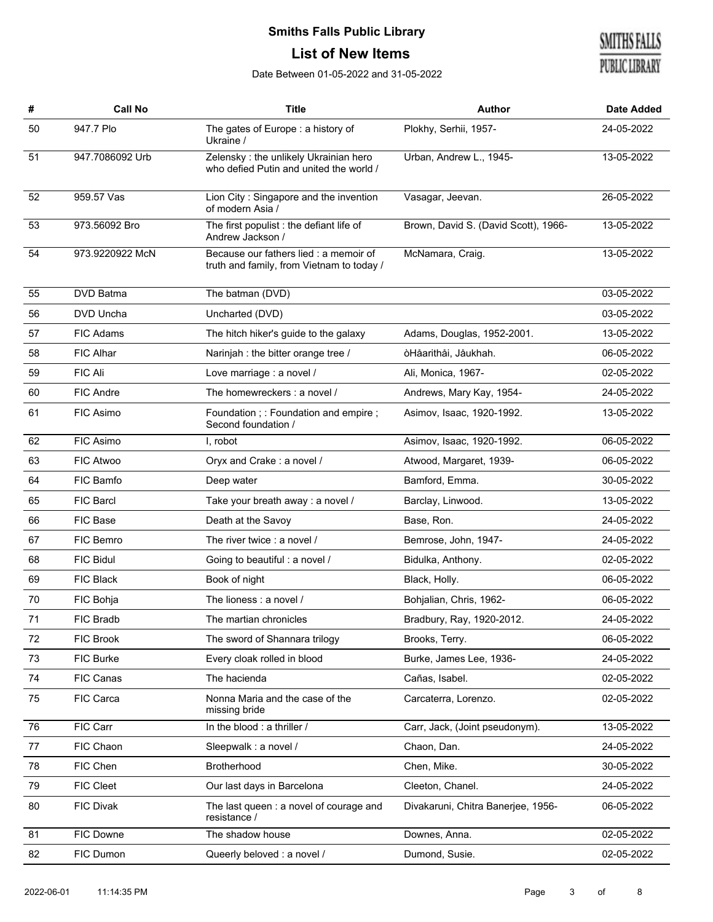**Smiths Falls Public Library**

**List of New Items**

Date Between 01-05-2022 and 31-05-2022

| # | Call No | Title | Author | Date Added |
|---|---|---|---|---|
| 50 | 947.7 Plo | The gates of Europe : a history of Ukraine / | Plokhy, Serhii, 1957- | 24-05-2022 |
| 51 | 947.7086092 Urb | Zelensky : the unlikely Ukrainian hero who defied Putin and united the world / | Urban, Andrew L., 1945- | 13-05-2022 |
| 52 | 959.57 Vas | Lion City : Singapore and the invention of modern Asia / | Vasagar, Jeevan. | 26-05-2022 |
| 53 | 973.56092 Bro | The first populist : the defiant life of Andrew Jackson / | Brown, David S. (David Scott), 1966- | 13-05-2022 |
| 54 | 973.9220922 McN | Because our fathers lied : a memoir of truth and family, from Vietnam to today / | McNamara, Craig. | 13-05-2022 |
| 55 | DVD Batma | The batman (DVD) | | 03-05-2022 |
| 56 | DVD Uncha | Uncharted (DVD) | | 03-05-2022 |
| 57 | FIC Adams | The hitch hiker's guide to the galaxy | Adams, Douglas, 1952-2001. | 13-05-2022 |
| 58 | FIC Alhar | Narinjah : the bitter orange tree / | òHåarithåi, Jåukhah. | 06-05-2022 |
| 59 | FIC Ali | Love marriage : a novel / | Ali, Monica, 1967- | 02-05-2022 |
| 60 | FIC Andre | The homewreckers : a novel / | Andrews, Mary Kay, 1954- | 24-05-2022 |
| 61 | FIC Asimo | Foundation ; : Foundation and empire ; Second foundation / | Asimov, Isaac, 1920-1992. | 13-05-2022 |
| 62 | FIC Asimo | I, robot | Asimov, Isaac, 1920-1992. | 06-05-2022 |
| 63 | FIC Atwoo | Oryx and Crake : a novel / | Atwood, Margaret, 1939- | 06-05-2022 |
| 64 | FIC Bamfo | Deep water | Bamford, Emma. | 30-05-2022 |
| 65 | FIC Barcl | Take your breath away : a novel / | Barclay, Linwood. | 13-05-2022 |
| 66 | FIC Base | Death at the Savoy | Base, Ron. | 24-05-2022 |
| 67 | FIC Bemro | The river twice : a novel / | Bemrose, John, 1947- | 24-05-2022 |
| 68 | FIC Bidul | Going to beautiful : a novel / | Bidulka, Anthony. | 02-05-2022 |
| 69 | FIC Black | Book of night | Black, Holly. | 06-05-2022 |
| 70 | FIC Bohja | The lioness : a novel / | Bohjalian, Chris, 1962- | 06-05-2022 |
| 71 | FIC Bradb | The martian chronicles | Bradbury, Ray, 1920-2012. | 24-05-2022 |
| 72 | FIC Brook | The sword of Shannara trilogy | Brooks, Terry. | 06-05-2022 |
| 73 | FIC Burke | Every cloak rolled in blood | Burke, James Lee, 1936- | 24-05-2022 |
| 74 | FIC Canas | The hacienda | Cañas, Isabel. | 02-05-2022 |
| 75 | FIC Carca | Nonna Maria and the case of the missing bride | Carcaterra, Lorenzo. | 02-05-2022 |
| 76 | FIC Carr | In the blood : a thriller / | Carr, Jack, (Joint pseudonym). | 13-05-2022 |
| 77 | FIC Chaon | Sleepwalk : a novel / | Chaon, Dan. | 24-05-2022 |
| 78 | FIC Chen | Brotherhood | Chen, Mike. | 30-05-2022 |
| 79 | FIC Cleet | Our last days in Barcelona | Cleeton, Chanel. | 24-05-2022 |
| 80 | FIC Divak | The last queen : a novel of courage and resistance / | Divakaruni, Chitra Banerjee, 1956- | 06-05-2022 |
| 81 | FIC Downe | The shadow house | Downes, Anna. | 02-05-2022 |
| 82 | FIC Dumon | Queerly beloved : a novel / | Dumond, Susie. | 02-05-2022 |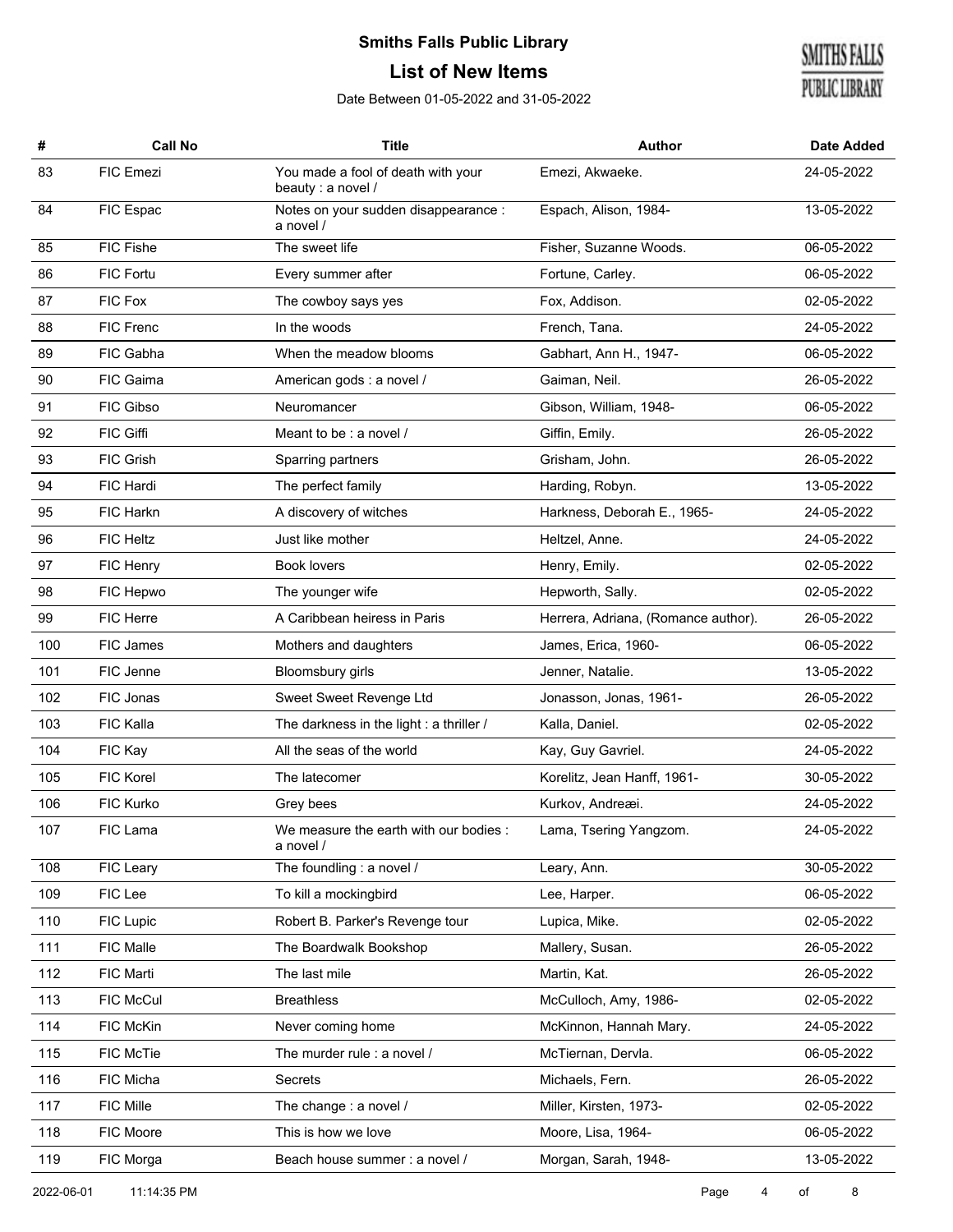# Smiths Falls Public Library

## List of New Items

Date Between 01-05-2022 and 31-05-2022

| # | Call No | Title | Author | Date Added |
|---|---|---|---|---|
| 83 | FIC Emezi | You made a fool of death with your beauty : a novel / | Emezi, Akwaeke. | 24-05-2022 |
| 84 | FIC Espac | Notes on your sudden disappearance : a novel / | Espach, Alison, 1984- | 13-05-2022 |
| 85 | FIC Fishe | The sweet life | Fisher, Suzanne Woods. | 06-05-2022 |
| 86 | FIC Fortu | Every summer after | Fortune, Carley. | 06-05-2022 |
| 87 | FIC Fox | The cowboy says yes | Fox, Addison. | 02-05-2022 |
| 88 | FIC Frenc | In the woods | French, Tana. | 24-05-2022 |
| 89 | FIC Gabha | When the meadow blooms | Gabhart, Ann H., 1947- | 06-05-2022 |
| 90 | FIC Gaima | American gods : a novel / | Gaiman, Neil. | 26-05-2022 |
| 91 | FIC Gibso | Neuromancer | Gibson, William, 1948- | 06-05-2022 |
| 92 | FIC Giffi | Meant to be : a novel / | Giffin, Emily. | 26-05-2022 |
| 93 | FIC Grish | Sparring partners | Grisham, John. | 26-05-2022 |
| 94 | FIC Hardi | The perfect family | Harding, Robyn. | 13-05-2022 |
| 95 | FIC Harkn | A discovery of witches | Harkness, Deborah E., 1965- | 24-05-2022 |
| 96 | FIC Heltz | Just like mother | Heltzel, Anne. | 24-05-2022 |
| 97 | FIC Henry | Book lovers | Henry, Emily. | 02-05-2022 |
| 98 | FIC Hepwo | The younger wife | Hepworth, Sally. | 02-05-2022 |
| 99 | FIC Herre | A Caribbean heiress in Paris | Herrera, Adriana, (Romance author). | 26-05-2022 |
| 100 | FIC James | Mothers and daughters | James, Erica, 1960- | 06-05-2022 |
| 101 | FIC Jenne | Bloomsbury girls | Jenner, Natalie. | 13-05-2022 |
| 102 | FIC Jonas | Sweet Sweet Revenge Ltd | Jonasson, Jonas, 1961- | 26-05-2022 |
| 103 | FIC Kalla | The darkness in the light : a thriller / | Kalla, Daniel. | 02-05-2022 |
| 104 | FIC Kay | All the seas of the world | Kay, Guy Gavriel. | 24-05-2022 |
| 105 | FIC Korel | The latecomer | Korelitz, Jean Hanff, 1961- | 30-05-2022 |
| 106 | FIC Kurko | Grey bees | Kurkov, Andreæi. | 24-05-2022 |
| 107 | FIC Lama | We measure the earth with our bodies : a novel / | Lama, Tsering Yangzom. | 24-05-2022 |
| 108 | FIC Leary | The foundling : a novel / | Leary, Ann. | 30-05-2022 |
| 109 | FIC Lee | To kill a mockingbird | Lee, Harper. | 06-05-2022 |
| 110 | FIC Lupic | Robert B. Parker's Revenge tour | Lupica, Mike. | 02-05-2022 |
| 111 | FIC Malle | The Boardwalk Bookshop | Mallery, Susan. | 26-05-2022 |
| 112 | FIC Marti | The last mile | Martin, Kat. | 26-05-2022 |
| 113 | FIC McCul | Breathless | McCulloch, Amy, 1986- | 02-05-2022 |
| 114 | FIC McKin | Never coming home | McKinnon, Hannah Mary. | 24-05-2022 |
| 115 | FIC McTie | The murder rule : a novel / | McTiernan, Dervla. | 06-05-2022 |
| 116 | FIC Micha | Secrets | Michaels, Fern. | 26-05-2022 |
| 117 | FIC Mille | The change : a novel / | Miller, Kirsten, 1973- | 02-05-2022 |
| 118 | FIC Moore | This is how we love | Moore, Lisa, 1964- | 06-05-2022 |
| 119 | FIC Morga | Beach house summer : a novel / | Morgan, Sarah, 1948- | 13-05-2022 |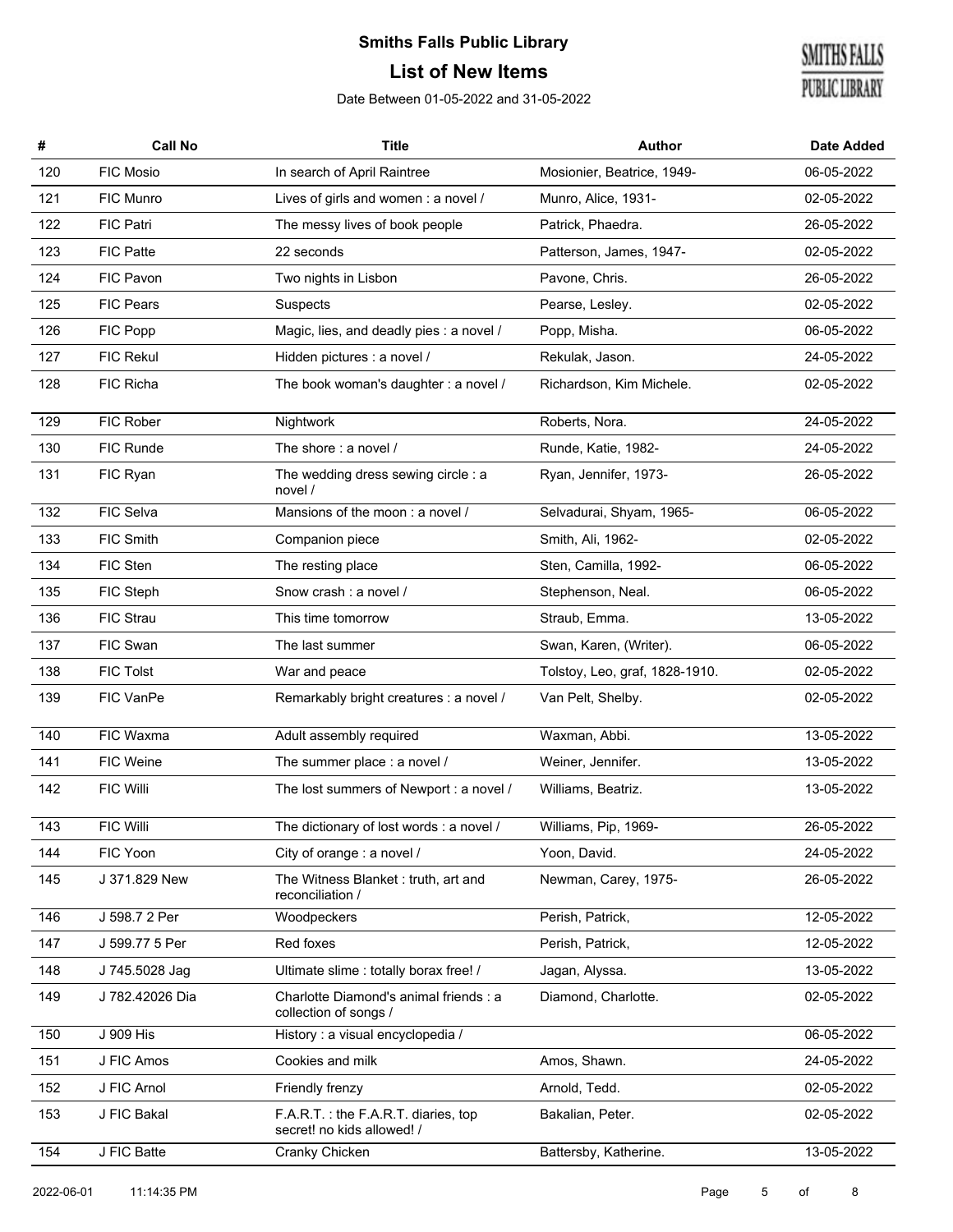# Smiths Falls Public Library

## List of New Items

Date Between 01-05-2022 and 31-05-2022

| # | Call No | Title | Author | Date Added |
|---|---|---|---|---|
| 120 | FIC Mosio | In search of April Raintree | Mosionier, Beatrice, 1949- | 06-05-2022 |
| 121 | FIC Munro | Lives of girls and women : a novel / | Munro, Alice, 1931- | 02-05-2022 |
| 122 | FIC Patri | The messy lives of book people | Patrick, Phaedra. | 26-05-2022 |
| 123 | FIC Patte | 22 seconds | Patterson, James, 1947- | 02-05-2022 |
| 124 | FIC Pavon | Two nights in Lisbon | Pavone, Chris. | 26-05-2022 |
| 125 | FIC Pears | Suspects | Pearse, Lesley. | 02-05-2022 |
| 126 | FIC Popp | Magic, lies, and deadly pies : a novel / | Popp, Misha. | 06-05-2022 |
| 127 | FIC Rekul | Hidden pictures : a novel / | Rekulak, Jason. | 24-05-2022 |
| 128 | FIC Richa | The book woman's daughter : a novel / | Richardson, Kim Michele. | 02-05-2022 |
| 129 | FIC Rober | Nightwork | Roberts, Nora. | 24-05-2022 |
| 130 | FIC Runde | The shore : a novel / | Runde, Katie, 1982- | 24-05-2022 |
| 131 | FIC Ryan | The wedding dress sewing circle : a novel / | Ryan, Jennifer, 1973- | 26-05-2022 |
| 132 | FIC Selva | Mansions of the moon : a novel / | Selvadurai, Shyam, 1965- | 06-05-2022 |
| 133 | FIC Smith | Companion piece | Smith, Ali, 1962- | 02-05-2022 |
| 134 | FIC Sten | The resting place | Sten, Camilla, 1992- | 06-05-2022 |
| 135 | FIC Steph | Snow crash : a novel / | Stephenson, Neal. | 06-05-2022 |
| 136 | FIC Strau | This time tomorrow | Straub, Emma. | 13-05-2022 |
| 137 | FIC Swan | The last summer | Swan, Karen, (Writer). | 06-05-2022 |
| 138 | FIC Tolst | War and peace | Tolstoy, Leo, graf, 1828-1910. | 02-05-2022 |
| 139 | FIC VanPe | Remarkably bright creatures : a novel / | Van Pelt, Shelby. | 02-05-2022 |
| 140 | FIC Waxma | Adult assembly required | Waxman, Abbi. | 13-05-2022 |
| 141 | FIC Weine | The summer place : a novel / | Weiner, Jennifer. | 13-05-2022 |
| 142 | FIC Willi | The lost summers of Newport : a novel / | Williams, Beatriz. | 13-05-2022 |
| 143 | FIC Willi | The dictionary of lost words : a novel / | Williams, Pip, 1969- | 26-05-2022 |
| 144 | FIC Yoon | City of orange : a novel / | Yoon, David. | 24-05-2022 |
| 145 | J 371.829 New | The Witness Blanket : truth, art and reconciliation / | Newman, Carey, 1975- | 26-05-2022 |
| 146 | J 598.7 2 Per | Woodpeckers | Perish, Patrick, | 12-05-2022 |
| 147 | J 599.77 5 Per | Red foxes | Perish, Patrick, | 12-05-2022 |
| 148 | J 745.5028 Jag | Ultimate slime : totally borax free! / | Jagan, Alyssa. | 13-05-2022 |
| 149 | J 782.42026 Dia | Charlotte Diamond's animal friends : a collection of songs / | Diamond, Charlotte. | 02-05-2022 |
| 150 | J 909 His | History : a visual encyclopedia / | | 06-05-2022 |
| 151 | J FIC Amos | Cookies and milk | Amos, Shawn. | 24-05-2022 |
| 152 | J FIC Arnol | Friendly frenzy | Arnold, Tedd. | 02-05-2022 |
| 153 | J FIC Bakal | F.A.R.T. : the F.A.R.T. diaries, top secret! no kids allowed! / | Bakalian, Peter. | 02-05-2022 |
| 154 | J FIC Batte | Cranky Chicken | Battersby, Katherine. | 13-05-2022 |

2022-06-01 11:14:35 PM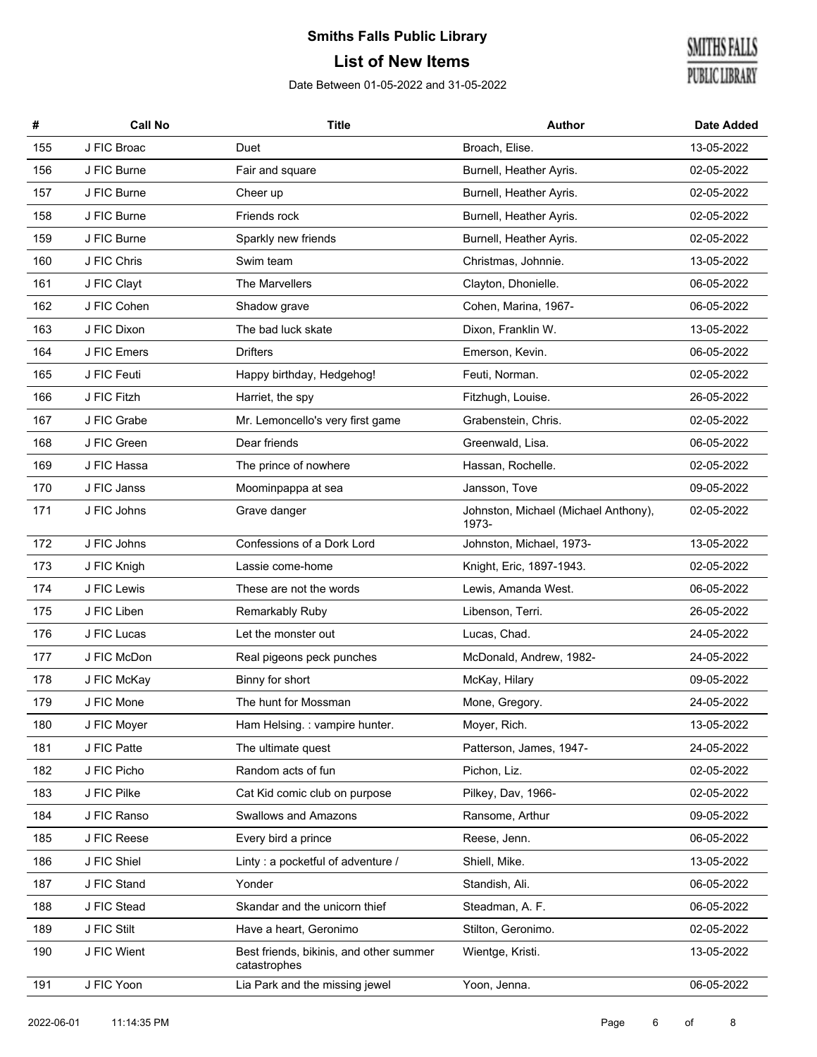**Smiths Falls Public Library**

# List of New Items

Date Between 01-05-2022 and 31-05-2022

| # | Call No | Title | Author | Date Added |
|---|---|---|---|---|
| 155 | J FIC Broac | Duet | Broach, Elise. | 13-05-2022 |
| 156 | J FIC Burne | Fair and square | Burnell, Heather Ayris. | 02-05-2022 |
| 157 | J FIC Burne | Cheer up | Burnell, Heather Ayris. | 02-05-2022 |
| 158 | J FIC Burne | Friends rock | Burnell, Heather Ayris. | 02-05-2022 |
| 159 | J FIC Burne | Sparkly new friends | Burnell, Heather Ayris. | 02-05-2022 |
| 160 | J FIC Chris | Swim team | Christmas, Johnnie. | 13-05-2022 |
| 161 | J FIC Clayt | The Marvellers | Clayton, Dhonielle. | 06-05-2022 |
| 162 | J FIC Cohen | Shadow grave | Cohen, Marina, 1967- | 06-05-2022 |
| 163 | J FIC Dixon | The bad luck skate | Dixon, Franklin W. | 13-05-2022 |
| 164 | J FIC Emers | Drifters | Emerson, Kevin. | 06-05-2022 |
| 165 | J FIC Feuti | Happy birthday, Hedgehog! | Feuti, Norman. | 02-05-2022 |
| 166 | J FIC Fitzh | Harriet, the spy | Fitzhugh, Louise. | 26-05-2022 |
| 167 | J FIC Grabe | Mr. Lemoncello's very first game | Grabenstein, Chris. | 02-05-2022 |
| 168 | J FIC Green | Dear friends | Greenwald, Lisa. | 06-05-2022 |
| 169 | J FIC Hassa | The prince of nowhere | Hassan, Rochelle. | 02-05-2022 |
| 170 | J FIC Janss | Moominpappa at sea | Jansson, Tove | 09-05-2022 |
| 171 | J FIC Johns | Grave danger | Johnston, Michael (Michael Anthony), 1973- | 02-05-2022 |
| 172 | J FIC Johns | Confessions of a Dork Lord | Johnston, Michael, 1973- | 13-05-2022 |
| 173 | J FIC Knigh | Lassie come-home | Knight, Eric, 1897-1943. | 02-05-2022 |
| 174 | J FIC Lewis | These are not the words | Lewis, Amanda West. | 06-05-2022 |
| 175 | J FIC Liben | Remarkably Ruby | Libenson, Terri. | 26-05-2022 |
| 176 | J FIC Lucas | Let the monster out | Lucas, Chad. | 24-05-2022 |
| 177 | J FIC McDon | Real pigeons peck punches | McDonald, Andrew, 1982- | 24-05-2022 |
| 178 | J FIC McKay | Binny for short | McKay, Hilary | 09-05-2022 |
| 179 | J FIC Mone | The hunt for Mossman | Mone, Gregory. | 24-05-2022 |
| 180 | J FIC Moyer | Ham Helsing. : vampire hunter. | Moyer, Rich. | 13-05-2022 |
| 181 | J FIC Patte | The ultimate quest | Patterson, James, 1947- | 24-05-2022 |
| 182 | J FIC Picho | Random acts of fun | Pichon, Liz. | 02-05-2022 |
| 183 | J FIC Pilke | Cat Kid comic club on purpose | Pilkey, Dav, 1966- | 02-05-2022 |
| 184 | J FIC Ranso | Swallows and Amazons | Ransome, Arthur | 09-05-2022 |
| 185 | J FIC Reese | Every bird a prince | Reese, Jenn. | 06-05-2022 |
| 186 | J FIC Shiel | Linty : a pocketful of adventure / | Shiell, Mike. | 13-05-2022 |
| 187 | J FIC Stand | Yonder | Standish, Ali. | 06-05-2022 |
| 188 | J FIC Stead | Skandar and the unicorn thief | Steadman, A. F. | 06-05-2022 |
| 189 | J FIC Stilt | Have a heart, Geronimo | Stilton, Geronimo. | 02-05-2022 |
| 190 | J FIC Wient | Best friends, bikinis, and other summer catastrophes | Wientge, Kristi. | 13-05-2022 |
| 191 | J FIC Yoon | Lia Park and the missing jewel | Yoon, Jenna. | 06-05-2022 |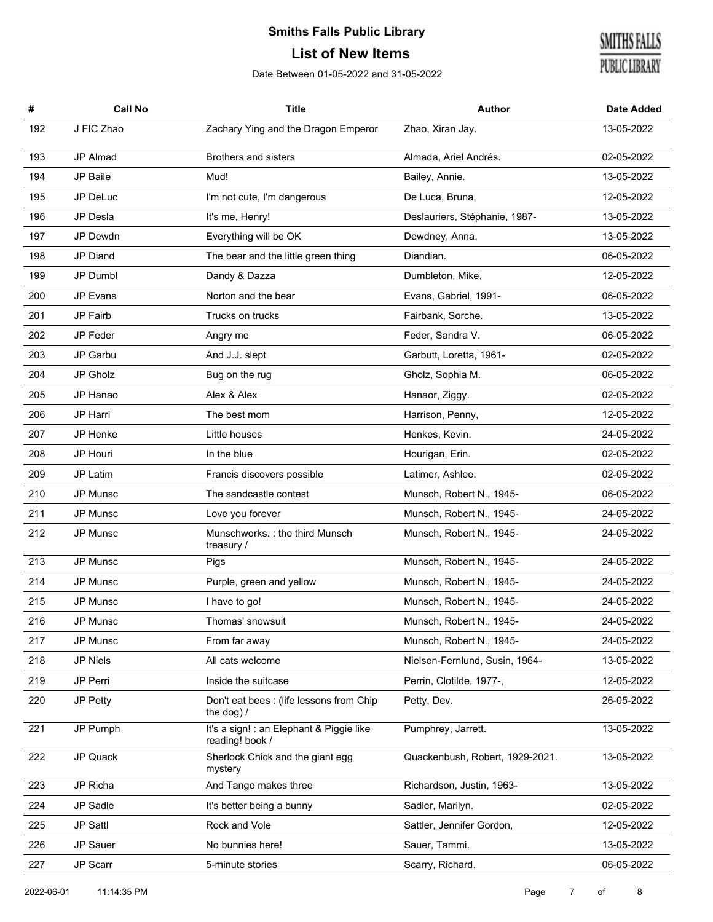# Smiths Falls Public Library

## List of New Items

Date Between 01-05-2022 and 31-05-2022

| # | Call No | Title | Author | Date Added |
|---|---|---|---|---|
| 192 | J FIC Zhao | Zachary Ying and the Dragon Emperor | Zhao, Xiran Jay. | 13-05-2022 |
| 193 | JP Almad | Brothers and sisters | Almada, Ariel Andrés. | 02-05-2022 |
| 194 | JP Baile | Mud! | Bailey, Annie. | 13-05-2022 |
| 195 | JP DeLuc | I'm not cute, I'm dangerous | De Luca, Bruna, | 12-05-2022 |
| 196 | JP Desla | It's me, Henry! | Deslauriers, Stéphanie, 1987- | 13-05-2022 |
| 197 | JP Dewdn | Everything will be OK | Dewdney, Anna. | 13-05-2022 |
| 198 | JP Diand | The bear and the little green thing | Diandian. | 06-05-2022 |
| 199 | JP Dumbl | Dandy & Dazza | Dumbleton, Mike, | 12-05-2022 |
| 200 | JP Evans | Norton and the bear | Evans, Gabriel, 1991- | 06-05-2022 |
| 201 | JP Fairb | Trucks on trucks | Fairbank, Sorche. | 13-05-2022 |
| 202 | JP Feder | Angry me | Feder, Sandra V. | 06-05-2022 |
| 203 | JP Garbu | And J.J. slept | Garbutt, Loretta, 1961- | 02-05-2022 |
| 204 | JP Gholz | Bug on the rug | Gholz, Sophia M. | 06-05-2022 |
| 205 | JP Hanao | Alex & Alex | Hanaor, Ziggy. | 02-05-2022 |
| 206 | JP Harri | The best mom | Harrison, Penny, | 12-05-2022 |
| 207 | JP Henke | Little houses | Henkes, Kevin. | 24-05-2022 |
| 208 | JP Houri | In the blue | Hourigan, Erin. | 02-05-2022 |
| 209 | JP Latim | Francis discovers possible | Latimer, Ashlee. | 02-05-2022 |
| 210 | JP Munsc | The sandcastle contest | Munsch, Robert N., 1945- | 06-05-2022 |
| 211 | JP Munsc | Love you forever | Munsch, Robert N., 1945- | 24-05-2022 |
| 212 | JP Munsc | Munschworks. : the third Munsch treasury / | Munsch, Robert N., 1945- | 24-05-2022 |
| 213 | JP Munsc | Pigs | Munsch, Robert N., 1945- | 24-05-2022 |
| 214 | JP Munsc | Purple, green and yellow | Munsch, Robert N., 1945- | 24-05-2022 |
| 215 | JP Munsc | I have to go! | Munsch, Robert N., 1945- | 24-05-2022 |
| 216 | JP Munsc | Thomas' snowsuit | Munsch, Robert N., 1945- | 24-05-2022 |
| 217 | JP Munsc | From far away | Munsch, Robert N., 1945- | 24-05-2022 |
| 218 | JP Niels | All cats welcome | Nielsen-Fernlund, Susin, 1964- | 13-05-2022 |
| 219 | JP Perri | Inside the suitcase | Perrin, Clotilde, 1977-, | 12-05-2022 |
| 220 | JP Petty | Don't eat bees : (life lessons from Chip the dog) / | Petty, Dev. | 26-05-2022 |
| 221 | JP Pumph | It's a sign! : an Elephant & Piggie like reading! book / | Pumphrey, Jarrett. | 13-05-2022 |
| 222 | JP Quack | Sherlock Chick and the giant egg mystery | Quackenbush, Robert, 1929-2021. | 13-05-2022 |
| 223 | JP Richa | And Tango makes three | Richardson, Justin, 1963- | 13-05-2022 |
| 224 | JP Sadle | It's better being a bunny | Sadler, Marilyn. | 02-05-2022 |
| 225 | JP Sattl | Rock and Vole | Sattler, Jennifer Gordon, | 12-05-2022 |
| 226 | JP Sauer | No bunnies here! | Sauer, Tammi. | 13-05-2022 |
| 227 | JP Scarr | 5-minute stories | Scarry, Richard. | 06-05-2022 |

2022-06-01 11:14:35 PM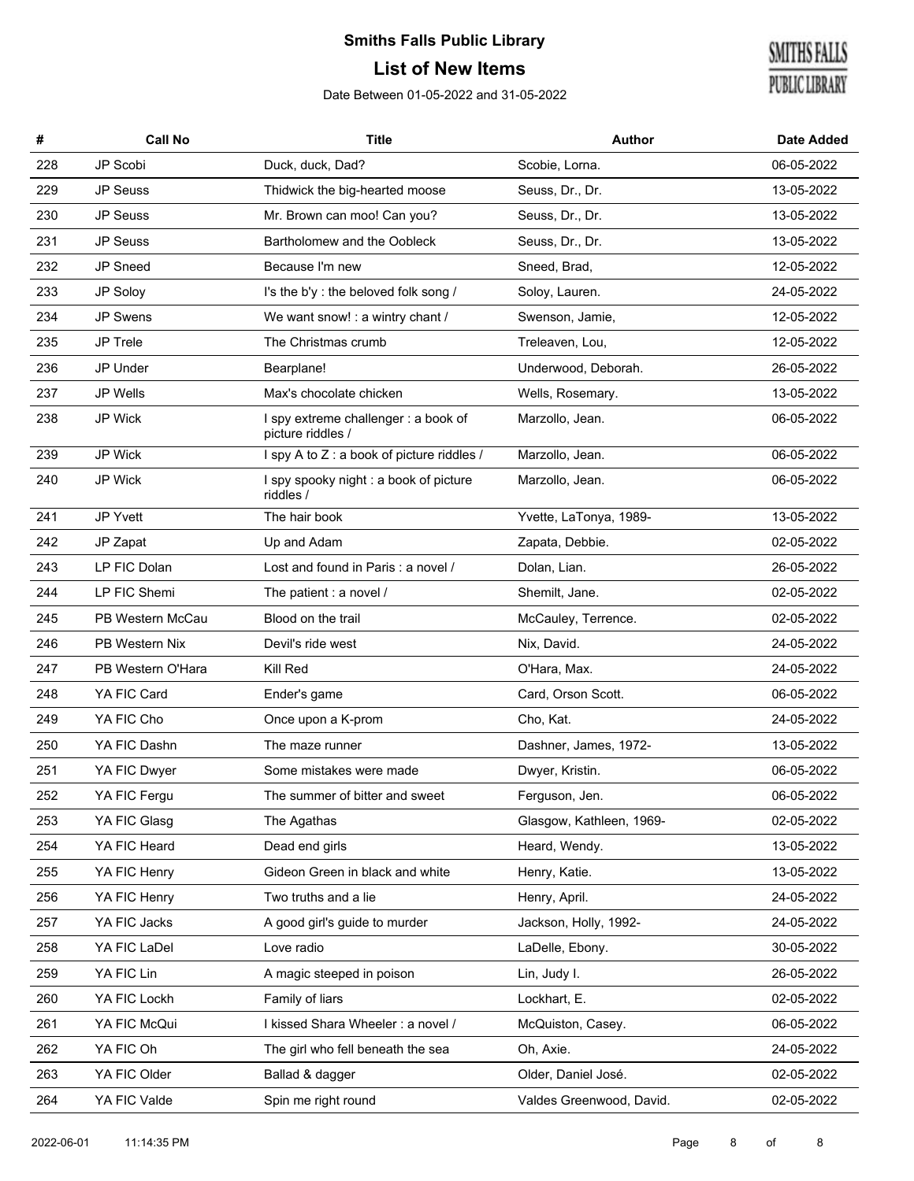# Smiths Falls Public Library

## List of New Items

Date Between 01-05-2022 and 31-05-2022

| # | Call No | Title | Author | Date Added |
|---|---|---|---|---|
| 228 | JP Scobi | Duck, duck, Dad? | Scobie, Lorna. | 06-05-2022 |
| 229 | JP Seuss | Thidwick the big-hearted moose | Seuss, Dr., Dr. | 13-05-2022 |
| 230 | JP Seuss | Mr. Brown can moo! Can you? | Seuss, Dr., Dr. | 13-05-2022 |
| 231 | JP Seuss | Bartholomew and the Oobleck | Seuss, Dr., Dr. | 13-05-2022 |
| 232 | JP Sneed | Because I'm new | Sneed, Brad, | 12-05-2022 |
| 233 | JP Soloy | I's the b'y : the beloved folk song / | Soloy, Lauren. | 24-05-2022 |
| 234 | JP Swens | We want snow! : a wintry chant / | Swenson, Jamie, | 12-05-2022 |
| 235 | JP Trele | The Christmas crumb | Treleaven, Lou, | 12-05-2022 |
| 236 | JP Under | Bearplane! | Underwood, Deborah. | 26-05-2022 |
| 237 | JP Wells | Max's chocolate chicken | Wells, Rosemary. | 13-05-2022 |
| 238 | JP Wick | I spy extreme challenger : a book of picture riddles / | Marzollo, Jean. | 06-05-2022 |
| 239 | JP Wick | I spy A to Z : a book of picture riddles / | Marzollo, Jean. | 06-05-2022 |
| 240 | JP Wick | I spy spooky night : a book of picture riddles / | Marzollo, Jean. | 06-05-2022 |
| 241 | JP Yvett | The hair book | Yvette, LaTonya, 1989- | 13-05-2022 |
| 242 | JP Zapat | Up and Adam | Zapata, Debbie. | 02-05-2022 |
| 243 | LP FIC Dolan | Lost and found in Paris : a novel / | Dolan, Lian. | 26-05-2022 |
| 244 | LP FIC Shemi | The patient : a novel / | Shemilt, Jane. | 02-05-2022 |
| 245 | PB Western McCau | Blood on the trail | McCauley, Terrence. | 02-05-2022 |
| 246 | PB Western Nix | Devil's ride west | Nix, David. | 24-05-2022 |
| 247 | PB Western O'Hara | Kill Red | O'Hara, Max. | 24-05-2022 |
| 248 | YA FIC Card | Ender's game | Card, Orson Scott. | 06-05-2022 |
| 249 | YA FIC Cho | Once upon a K-prom | Cho, Kat. | 24-05-2022 |
| 250 | YA FIC Dashn | The maze runner | Dashner, James, 1972- | 13-05-2022 |
| 251 | YA FIC Dwyer | Some mistakes were made | Dwyer, Kristin. | 06-05-2022 |
| 252 | YA FIC Fergu | The summer of bitter and sweet | Ferguson, Jen. | 06-05-2022 |
| 253 | YA FIC Glasg | The Agathas | Glasgow, Kathleen, 1969- | 02-05-2022 |
| 254 | YA FIC Heard | Dead end girls | Heard, Wendy. | 13-05-2022 |
| 255 | YA FIC Henry | Gideon Green in black and white | Henry, Katie. | 13-05-2022 |
| 256 | YA FIC Henry | Two truths and a lie | Henry, April. | 24-05-2022 |
| 257 | YA FIC Jacks | A good girl's guide to murder | Jackson, Holly, 1992- | 24-05-2022 |
| 258 | YA FIC LaDel | Love radio | LaDelle, Ebony. | 30-05-2022 |
| 259 | YA FIC Lin | A magic steeped in poison | Lin, Judy I. | 26-05-2022 |
| 260 | YA FIC Lockh | Family of liars | Lockhart, E. | 02-05-2022 |
| 261 | YA FIC McQui | I kissed Shara Wheeler : a novel / | McQuiston, Casey. | 06-05-2022 |
| 262 | YA FIC Oh | The girl who fell beneath the sea | Oh, Axie. | 24-05-2022 |
| 263 | YA FIC Older | Ballad & dagger | Older, Daniel José. | 02-05-2022 |
| 264 | YA FIC Valde | Spin me right round | Valdes Greenwood, David. | 02-05-2022 |

2022-06-01 11:14:35 PM